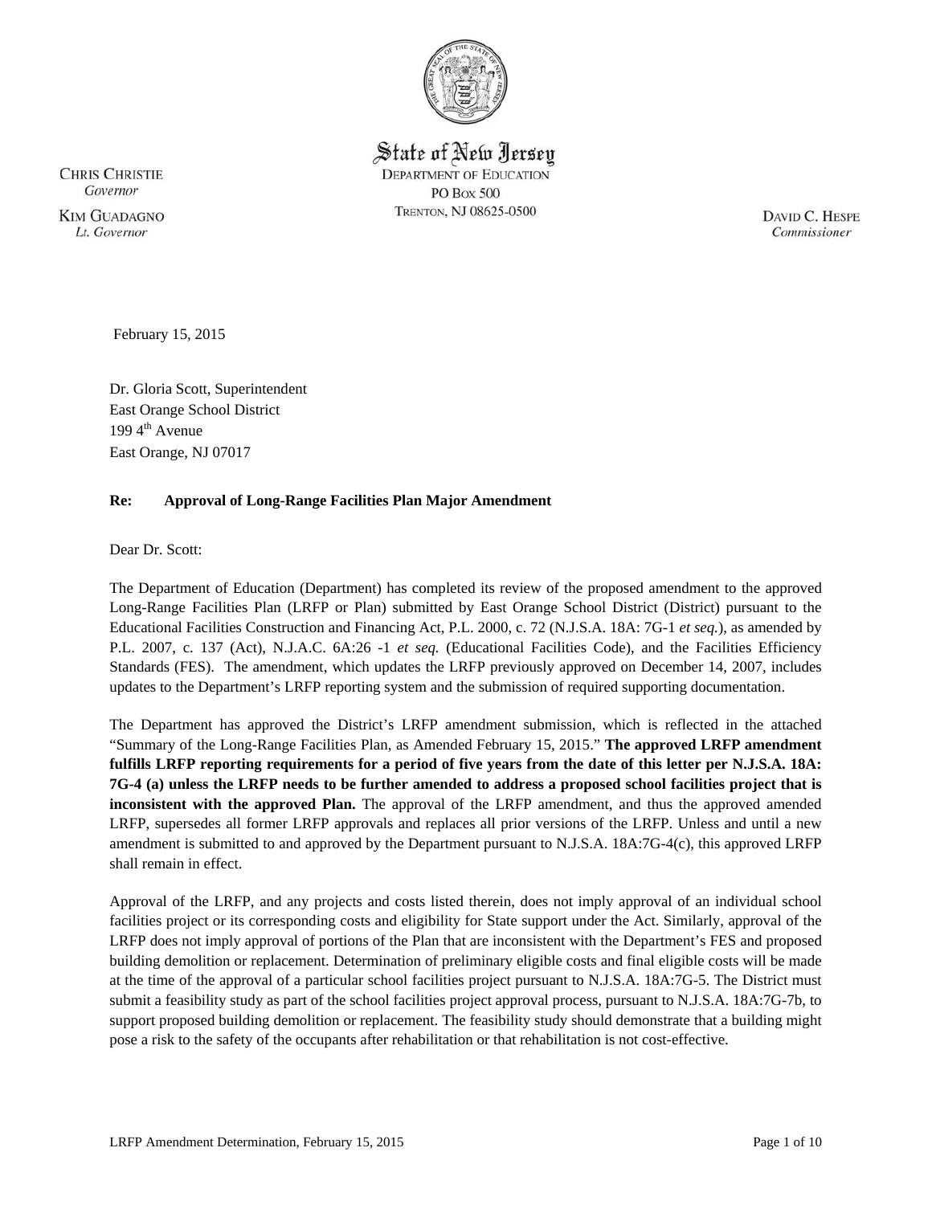State of New Jersey
DEPARTMENT OF EDUCATION
PO BOX 500
TRENTON, NJ 08625-0500

CHRIS CHRISTIE
*Governor*

KIM GUADAGNO
*Lt. Governor*

DAVID C. HESPE
*Commissioner*

February 15, 2015

Dr. Gloria Scott, Superintendent
East Orange School District
199 4th Avenue
East Orange, NJ 07017

**Re: Approval of Long-Range Facilities Plan Major Amendment**

Dear Dr. Scott:

The Department of Education (Department) has completed its review of the proposed amendment to the approved Long-Range Facilities Plan (LRFP or Plan) submitted by East Orange School District (District) pursuant to the Educational Facilities Construction and Financing Act, P.L. 2000, c. 72 (N.J.S.A. 18A: 7G-1 *et seq.*), as amended by P.L. 2007, c. 137 (Act), N.J.A.C. 6A:26 -1 *et seq.* (Educational Facilities Code), and the Facilities Efficiency Standards (FES). The amendment, which updates the LRFP previously approved on December 14, 2007, includes updates to the Department's LRFP reporting system and the submission of required supporting documentation.

The Department has approved the District's LRFP amendment submission, which is reflected in the attached "Summary of the Long-Range Facilities Plan, as Amended February 15, 2015." **The approved LRFP amendment fulfills LRFP reporting requirements for a period of five years from the date of this letter per N.J.S.A. 18A: 7G-4 (a) unless the LRFP needs to be further amended to address a proposed school facilities project that is inconsistent with the approved Plan.** The approval of the LRFP amendment, and thus the approved amended LRFP, supersedes all former LRFP approvals and replaces all prior versions of the LRFP. Unless and until a new amendment is submitted to and approved by the Department pursuant to N.J.S.A. 18A:7G-4(c), this approved LRFP shall remain in effect.

Approval of the LRFP, and any projects and costs listed therein, does not imply approval of an individual school facilities project or its corresponding costs and eligibility for State support under the Act. Similarly, approval of the LRFP does not imply approval of portions of the Plan that are inconsistent with the Department's FES and proposed building demolition or replacement. Determination of preliminary eligible costs and final eligible costs will be made at the time of the approval of a particular school facilities project pursuant to N.J.S.A. 18A:7G-5. The District must submit a feasibility study as part of the school facilities project approval process, pursuant to N.J.S.A. 18A:7G-7b, to support proposed building demolition or replacement. The feasibility study should demonstrate that a building might pose a risk to the safety of the occupants after rehabilitation or that rehabilitation is not cost-effective.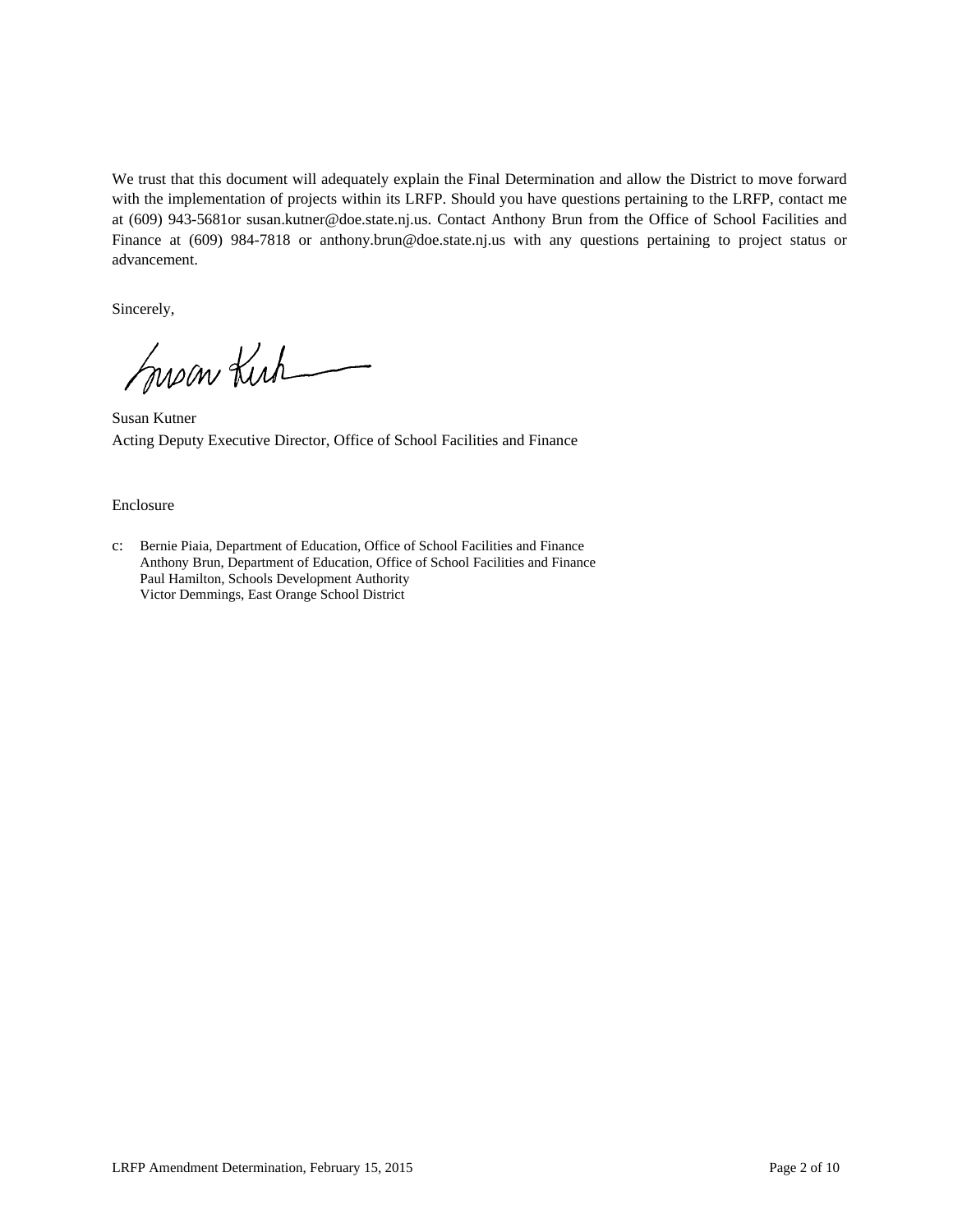We trust that this document will adequately explain the Final Determination and allow the District to move forward with the implementation of projects within its LRFP. Should you have questions pertaining to the LRFP, contact me at (609) 943-5681or susan.kutner@doe.state.nj.us. Contact Anthony Brun from the Office of School Facilities and Finance at (609) 984-7818 or anthony.brun@doe.state.nj.us with any questions pertaining to project status or advancement.

Sincerely,

Susan Kutner
Acting Deputy Executive Director, Office of School Facilities and Finance

Enclosure

c: Bernie Piaia, Department of Education, Office of School Facilities and Finance
Anthony Brun, Department of Education, Office of School Facilities and Finance
Paul Hamilton, Schools Development Authority
Victor Demmings, East Orange School District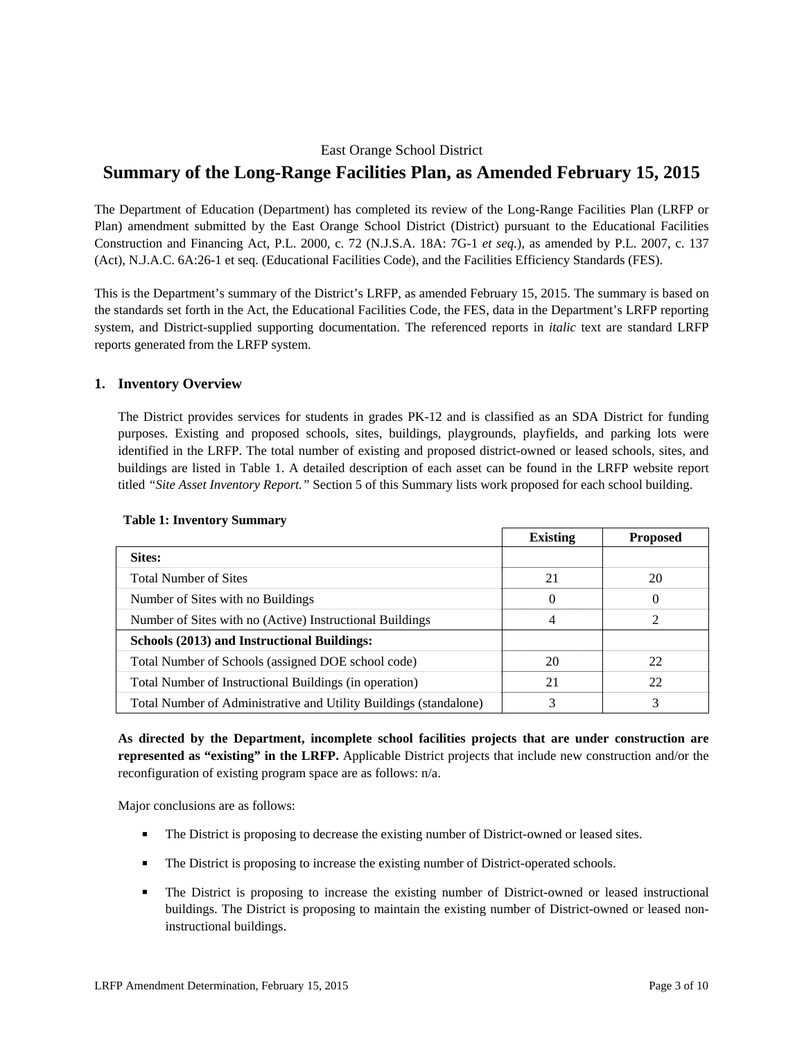East Orange School District

# Summary of the Long-Range Facilities Plan, as Amended February 15, 2015

The Department of Education (Department) has completed its review of the Long-Range Facilities Plan (LRFP or Plan) amendment submitted by the East Orange School District (District) pursuant to the Educational Facilities Construction and Financing Act, P.L. 2000, c. 72 (N.J.S.A. 18A: 7G-1 *et seq*.), as amended by P.L. 2007, c. 137 (Act), N.J.A.C. 6A:26-1 et seq. (Educational Facilities Code), and the Facilities Efficiency Standards (FES).

This is the Department's summary of the District's LRFP, as amended February 15, 2015. The summary is based on the standards set forth in the Act, the Educational Facilities Code, the FES, data in the Department's LRFP reporting system, and District-supplied supporting documentation. The referenced reports in *italic* text are standard LRFP reports generated from the LRFP system.

## 1. Inventory Overview

The District provides services for students in grades PK-12 and is classified as an SDA District for funding purposes. Existing and proposed schools, sites, buildings, playgrounds, playfields, and parking lots were identified in the LRFP. The total number of existing and proposed district-owned or leased schools, sites, and buildings are listed in Table 1. A detailed description of each asset can be found in the LRFP website report titled *"Site Asset Inventory Report."* Section 5 of this Summary lists work proposed for each school building.

**Table 1: Inventory Summary**

| | Existing | Proposed |
|---|---|---|
| **Sites:** | | |
| Total Number of Sites | 21 | 20 |
| Number of Sites with no Buildings | 0 | 0 |
| Number of Sites with no (Active) Instructional Buildings | 4 | 2 |
| **Schools (2013) and Instructional Buildings:** | | |
| Total Number of Schools (assigned DOE school code) | 20 | 22 |
| Total Number of Instructional Buildings (in operation) | 21 | 22 |
| Total Number of Administrative and Utility Buildings (standalone) | 3 | 3 |

**As directed by the Department, incomplete school facilities projects that are under construction are represented as "existing" in the LRFP.** Applicable District projects that include new construction and/or the reconfiguration of existing program space are as follows: n/a.

Major conclusions are as follows:

- The District is proposing to decrease the existing number of District-owned or leased sites.
- The District is proposing to increase the existing number of District-operated schools.
- The District is proposing to increase the existing number of District-owned or leased instructional buildings. The District is proposing to maintain the existing number of District-owned or leased non-instructional buildings.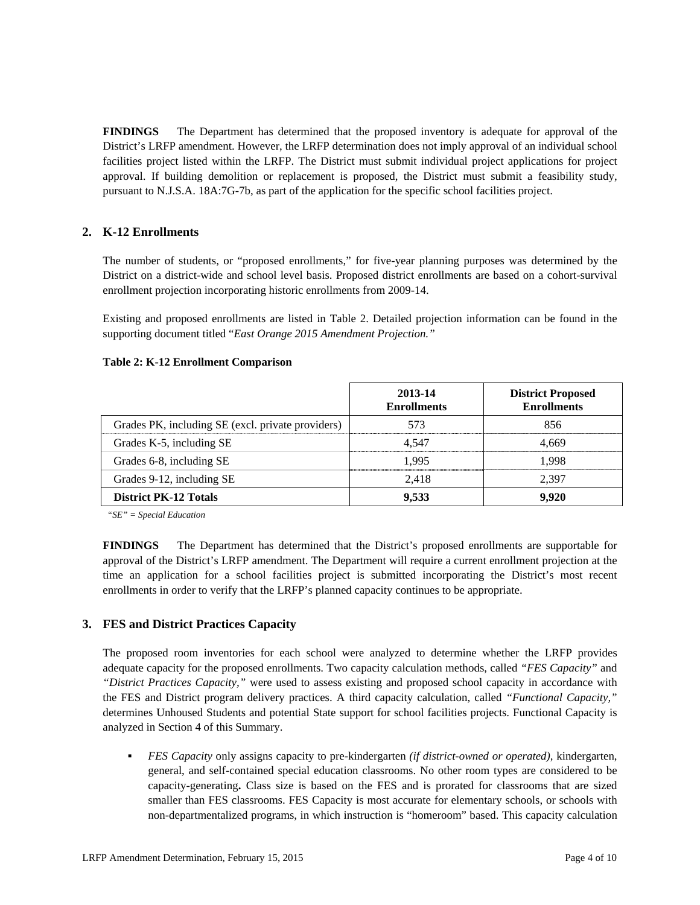**FINDINGS** The Department has determined that the proposed inventory is adequate for approval of the District's LRFP amendment. However, the LRFP determination does not imply approval of an individual school facilities project listed within the LRFP. The District must submit individual project applications for project approval. If building demolition or replacement is proposed, the District must submit a feasibility study, pursuant to N.J.S.A. 18A:7G-7b, as part of the application for the specific school facilities project.

## 2. K-12 Enrollments

The number of students, or "proposed enrollments," for five-year planning purposes was determined by the District on a district-wide and school level basis. Proposed district enrollments are based on a cohort-survival enrollment projection incorporating historic enrollments from 2009-14.

Existing and proposed enrollments are listed in Table 2. Detailed projection information can be found in the supporting document titled "*East Orange 2015 Amendment Projection.*"

**Table 2: K-12 Enrollment Comparison**

| | 2013-14 Enrollments | District Proposed Enrollments |
|---|---|---|
| Grades PK, including SE (excl. private providers) | 573 | 856 |
| Grades K-5, including SE | 4,547 | 4,669 |
| Grades 6-8, including SE | 1,995 | 1,998 |
| Grades 9-12, including SE | 2,418 | 2,397 |
| **District PK-12 Totals** | **9,533** | **9,920** |

*"SE" = Special Education*

**FINDINGS** The Department has determined that the District's proposed enrollments are supportable for approval of the District's LRFP amendment. The Department will require a current enrollment projection at the time an application for a school facilities project is submitted incorporating the District's most recent enrollments in order to verify that the LRFP's planned capacity continues to be appropriate.

## 3. FES and District Practices Capacity

The proposed room inventories for each school were analyzed to determine whether the LRFP provides adequate capacity for the proposed enrollments. Two capacity calculation methods, called *"FES Capacity"* and *"District Practices Capacity,"* were used to assess existing and proposed school capacity in accordance with the FES and District program delivery practices. A third capacity calculation, called *"Functional Capacity,"* determines Unhoused Students and potential State support for school facilities projects. Functional Capacity is analyzed in Section 4 of this Summary.

- *FES Capacity* only assigns capacity to pre-kindergarten *(if district-owned or operated),* kindergarten, general, and self-contained special education classrooms. No other room types are considered to be capacity-generating**.** Class size is based on the FES and is prorated for classrooms that are sized smaller than FES classrooms. FES Capacity is most accurate for elementary schools, or schools with non-departmentalized programs, in which instruction is "homeroom" based. This capacity calculation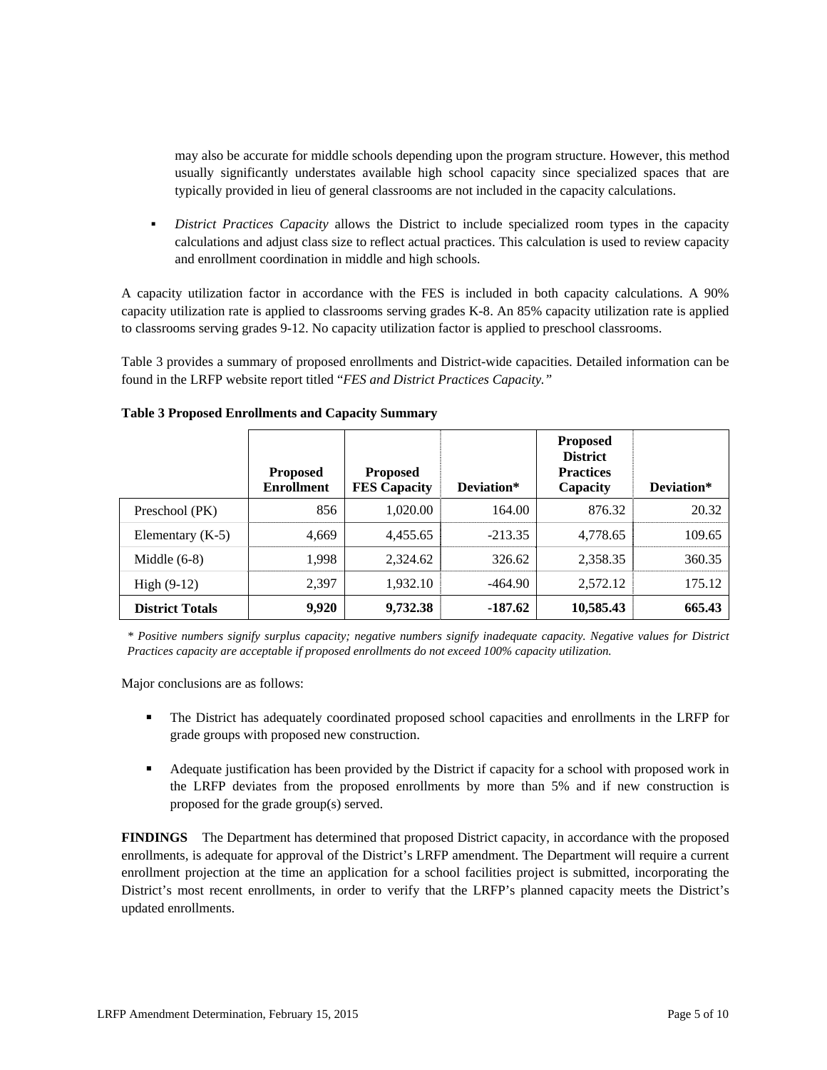may also be accurate for middle schools depending upon the program structure. However, this method usually significantly understates available high school capacity since specialized spaces that are typically provided in lieu of general classrooms are not included in the capacity calculations.

- *District Practices Capacity* allows the District to include specialized room types in the capacity calculations and adjust class size to reflect actual practices. This calculation is used to review capacity and enrollment coordination in middle and high schools.

A capacity utilization factor in accordance with the FES is included in both capacity calculations. A 90% capacity utilization rate is applied to classrooms serving grades K-8. An 85% capacity utilization rate is applied to classrooms serving grades 9-12. No capacity utilization factor is applied to preschool classrooms.

Table 3 provides a summary of proposed enrollments and District-wide capacities. Detailed information can be found in the LRFP website report titled "*FES and District Practices Capacity.*"

**Table 3 Proposed Enrollments and Capacity Summary**

| | Proposed Enrollment | Proposed FES Capacity | Deviation* | Proposed District Practices Capacity | Deviation* |
|---|---|---|---|---|---|
| Preschool (PK) | 856 | 1,020.00 | 164.00 | 876.32 | 20.32 |
| Elementary (K-5) | 4,669 | 4,455.65 | -213.35 | 4,778.65 | 109.65 |
| Middle (6-8) | 1,998 | 2,324.62 | 326.62 | 2,358.35 | 360.35 |
| High (9-12) | 2,397 | 1,932.10 | -464.90 | 2,572.12 | 175.12 |
| **District Totals** | **9,920** | **9,732.38** | **-187.62** | **10,585.43** | **665.43** |

*\* Positive numbers signify surplus capacity; negative numbers signify inadequate capacity. Negative values for District Practices capacity are acceptable if proposed enrollments do not exceed 100% capacity utilization.*

Major conclusions are as follows:

- The District has adequately coordinated proposed school capacities and enrollments in the LRFP for grade groups with proposed new construction.
- Adequate justification has been provided by the District if capacity for a school with proposed work in the LRFP deviates from the proposed enrollments by more than 5% and if new construction is proposed for the grade group(s) served.

**FINDINGS** The Department has determined that proposed District capacity, in accordance with the proposed enrollments, is adequate for approval of the District's LRFP amendment. The Department will require a current enrollment projection at the time an application for a school facilities project is submitted, incorporating the District's most recent enrollments, in order to verify that the LRFP's planned capacity meets the District's updated enrollments.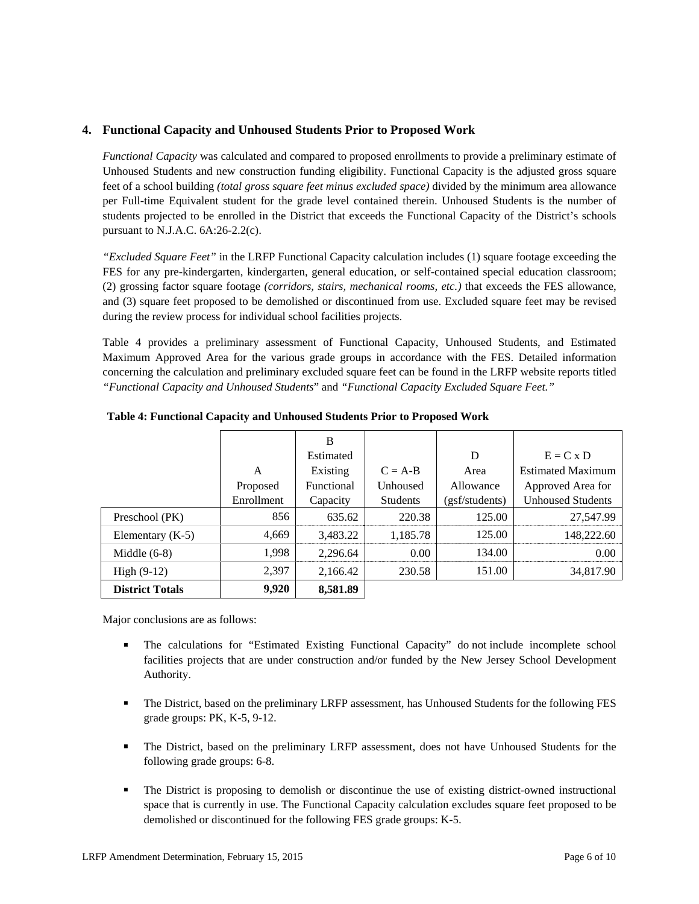## 4. Functional Capacity and Unhoused Students Prior to Proposed Work

*Functional Capacity* was calculated and compared to proposed enrollments to provide a preliminary estimate of Unhoused Students and new construction funding eligibility. Functional Capacity is the adjusted gross square feet of a school building *(total gross square feet minus excluded space)* divided by the minimum area allowance per Full-time Equivalent student for the grade level contained therein. Unhoused Students is the number of students projected to be enrolled in the District that exceeds the Functional Capacity of the District's schools pursuant to N.J.A.C. 6A:26-2.2(c).

*"Excluded Square Feet"* in the LRFP Functional Capacity calculation includes (1) square footage exceeding the FES for any pre-kindergarten, kindergarten, general education, or self-contained special education classroom; (2) grossing factor square footage *(corridors, stairs, mechanical rooms, etc.)* that exceeds the FES allowance, and (3) square feet proposed to be demolished or discontinued from use. Excluded square feet may be revised during the review process for individual school facilities projects.

Table 4 provides a preliminary assessment of Functional Capacity, Unhoused Students, and Estimated Maximum Approved Area for the various grade groups in accordance with the FES. Detailed information concerning the calculation and preliminary excluded square feet can be found in the LRFP website reports titled *"Functional Capacity and Unhoused Students"* and *"Functional Capacity Excluded Square Feet."*

**Table 4: Functional Capacity and Unhoused Students Prior to Proposed Work**

| | A Proposed Enrollment | B Estimated Existing Functional Capacity | C = A-B Unhoused Students | D Area Allowance (gsf/students) | E = C x D Estimated Maximum Approved Area for Unhoused Students |
|---|---|---|---|---|---|
| Preschool (PK) | 856 | 635.62 | 220.38 | 125.00 | 27,547.99 |
| Elementary (K-5) | 4,669 | 3,483.22 | 1,185.78 | 125.00 | 148,222.60 |
| Middle (6-8) | 1,998 | 2,296.64 | 0.00 | 134.00 | 0.00 |
| High (9-12) | 2,397 | 2,166.42 | 230.58 | 151.00 | 34,817.90 |
| **District Totals** | **9,920** | **8,581.89** | | | |

Major conclusions are as follows:

- The calculations for "Estimated Existing Functional Capacity" do not include incomplete school facilities projects that are under construction and/or funded by the New Jersey School Development Authority.
- The District, based on the preliminary LRFP assessment, has Unhoused Students for the following FES grade groups: PK, K-5, 9-12.
- The District, based on the preliminary LRFP assessment, does not have Unhoused Students for the following grade groups: 6-8.
- The District is proposing to demolish or discontinue the use of existing district-owned instructional space that is currently in use. The Functional Capacity calculation excludes square feet proposed to be demolished or discontinued for the following FES grade groups: K-5.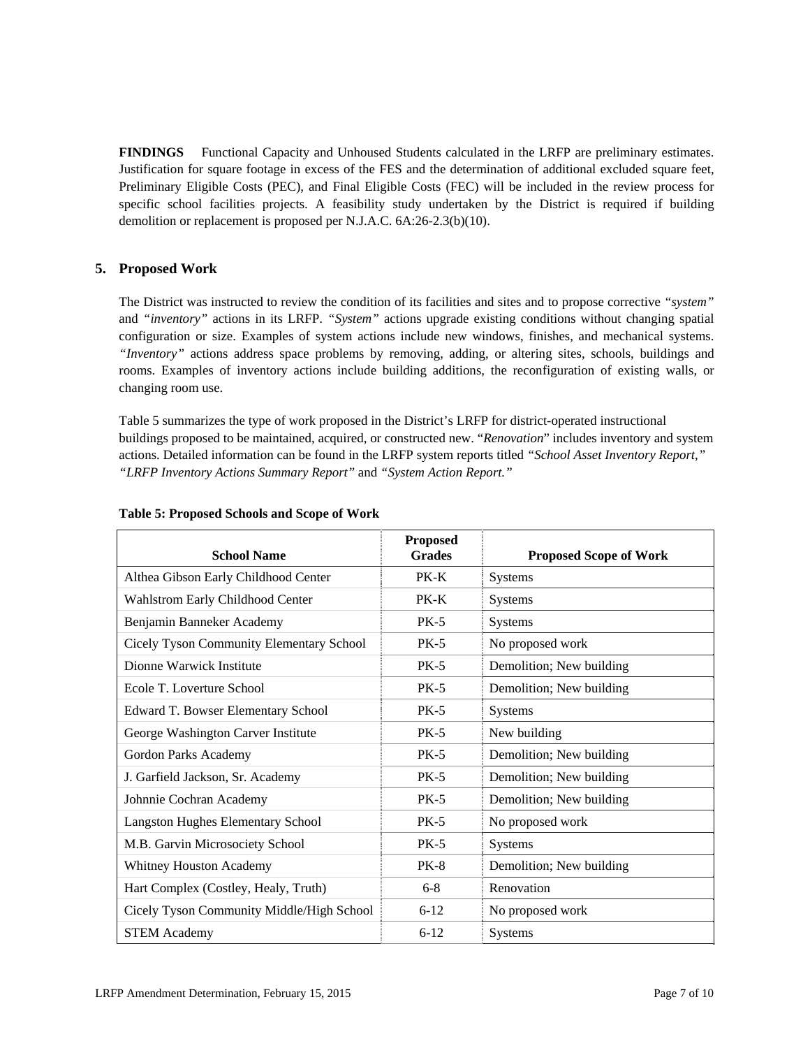**FINDINGS** Functional Capacity and Unhoused Students calculated in the LRFP are preliminary estimates. Justification for square footage in excess of the FES and the determination of additional excluded square feet, Preliminary Eligible Costs (PEC), and Final Eligible Costs (FEC) will be included in the review process for specific school facilities projects. A feasibility study undertaken by the District is required if building demolition or replacement is proposed per N.J.A.C. 6A:26-2.3(b)(10).

## 5. Proposed Work

The District was instructed to review the condition of its facilities and sites and to propose corrective *"system"* and *"inventory"* actions in its LRFP. *"System"* actions upgrade existing conditions without changing spatial configuration or size. Examples of system actions include new windows, finishes, and mechanical systems. *"Inventory"* actions address space problems by removing, adding, or altering sites, schools, buildings and rooms. Examples of inventory actions include building additions, the reconfiguration of existing walls, or changing room use.

Table 5 summarizes the type of work proposed in the District's LRFP for district-operated instructional buildings proposed to be maintained, acquired, or constructed new. "*Renovation*" includes inventory and system actions. Detailed information can be found in the LRFP system reports titled *"School Asset Inventory Report," "LRFP Inventory Actions Summary Report"* and *"System Action Report."*

**Table 5: Proposed Schools and Scope of Work**

| School Name | Proposed Grades | Proposed Scope of Work |
|---|---|---|
| Althea Gibson Early Childhood Center | PK-K | Systems |
| Wahlstrom Early Childhood Center | PK-K | Systems |
| Benjamin Banneker Academy | PK-5 | Systems |
| Cicely Tyson Community Elementary School | PK-5 | No proposed work |
| Dionne Warwick Institute | PK-5 | Demolition; New building |
| Ecole T. Loverture School | PK-5 | Demolition; New building |
| Edward T. Bowser Elementary School | PK-5 | Systems |
| George Washington Carver Institute | PK-5 | New building |
| Gordon Parks Academy | PK-5 | Demolition; New building |
| J. Garfield Jackson, Sr. Academy | PK-5 | Demolition; New building |
| Johnnie Cochran Academy | PK-5 | Demolition; New building |
| Langston Hughes Elementary School | PK-5 | No proposed work |
| M.B. Garvin Microsociety School | PK-5 | Systems |
| Whitney Houston Academy | PK-8 | Demolition; New building |
| Hart Complex (Costley, Healy, Truth) | 6-8 | Renovation |
| Cicely Tyson Community Middle/High School | 6-12 | No proposed work |
| STEM Academy | 6-12 | Systems |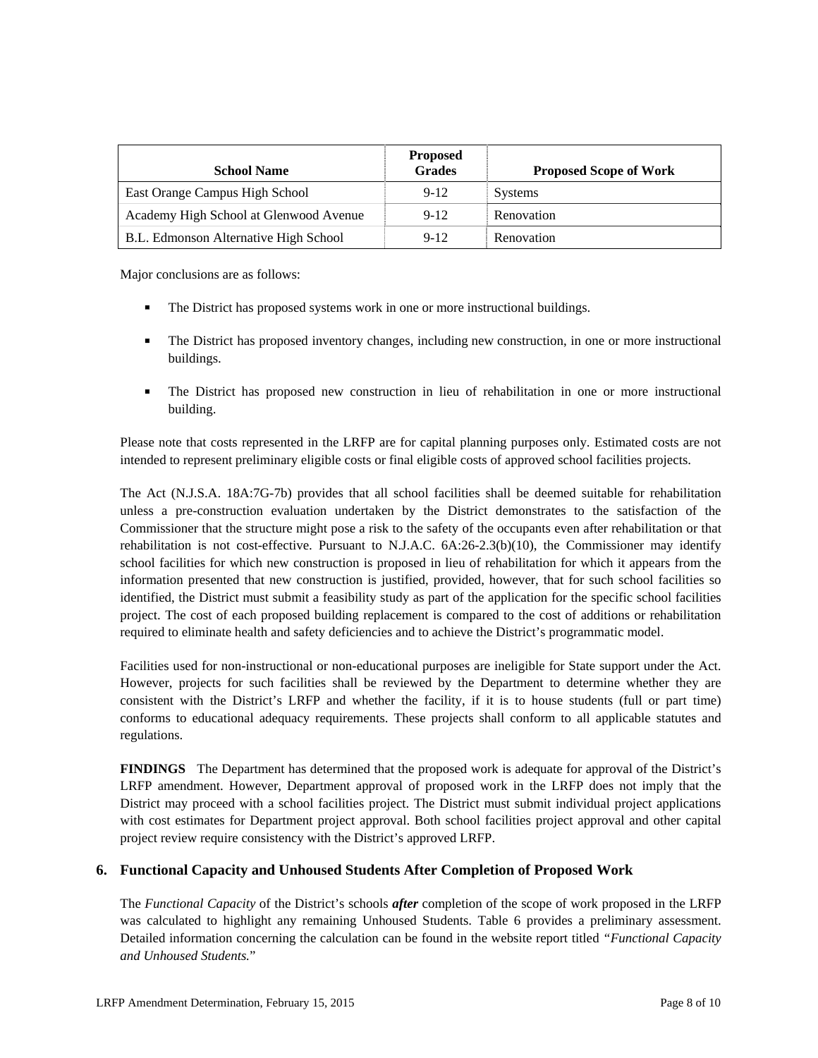| School Name | Proposed Grades | Proposed Scope of Work |
|---|---|---|
| East Orange Campus High School | 9-12 | Systems |
| Academy High School at Glenwood Avenue | 9-12 | Renovation |
| B.L. Edmonson Alternative High School | 9-12 | Renovation |

Major conclusions are as follows:

- The District has proposed systems work in one or more instructional buildings.
- The District has proposed inventory changes, including new construction, in one or more instructional buildings.
- The District has proposed new construction in lieu of rehabilitation in one or more instructional building.

Please note that costs represented in the LRFP are for capital planning purposes only. Estimated costs are not intended to represent preliminary eligible costs or final eligible costs of approved school facilities projects.

The Act (N.J.S.A. 18A:7G-7b) provides that all school facilities shall be deemed suitable for rehabilitation unless a pre-construction evaluation undertaken by the District demonstrates to the satisfaction of the Commissioner that the structure might pose a risk to the safety of the occupants even after rehabilitation or that rehabilitation is not cost-effective. Pursuant to N.J.A.C. 6A:26-2.3(b)(10), the Commissioner may identify school facilities for which new construction is proposed in lieu of rehabilitation for which it appears from the information presented that new construction is justified, provided, however, that for such school facilities so identified, the District must submit a feasibility study as part of the application for the specific school facilities project. The cost of each proposed building replacement is compared to the cost of additions or rehabilitation required to eliminate health and safety deficiencies and to achieve the District's programmatic model.

Facilities used for non-instructional or non-educational purposes are ineligible for State support under the Act. However, projects for such facilities shall be reviewed by the Department to determine whether they are consistent with the District's LRFP and whether the facility, if it is to house students (full or part time) conforms to educational adequacy requirements. These projects shall conform to all applicable statutes and regulations.

**FINDINGS** The Department has determined that the proposed work is adequate for approval of the District's LRFP amendment. However, Department approval of proposed work in the LRFP does not imply that the District may proceed with a school facilities project. The District must submit individual project applications with cost estimates for Department project approval. Both school facilities project approval and other capital project review require consistency with the District's approved LRFP.

## 6. Functional Capacity and Unhoused Students After Completion of Proposed Work

The *Functional Capacity* of the District's schools ***after*** completion of the scope of work proposed in the LRFP was calculated to highlight any remaining Unhoused Students. Table 6 provides a preliminary assessment. Detailed information concerning the calculation can be found in the website report titled "*Functional Capacity and Unhoused Students.*"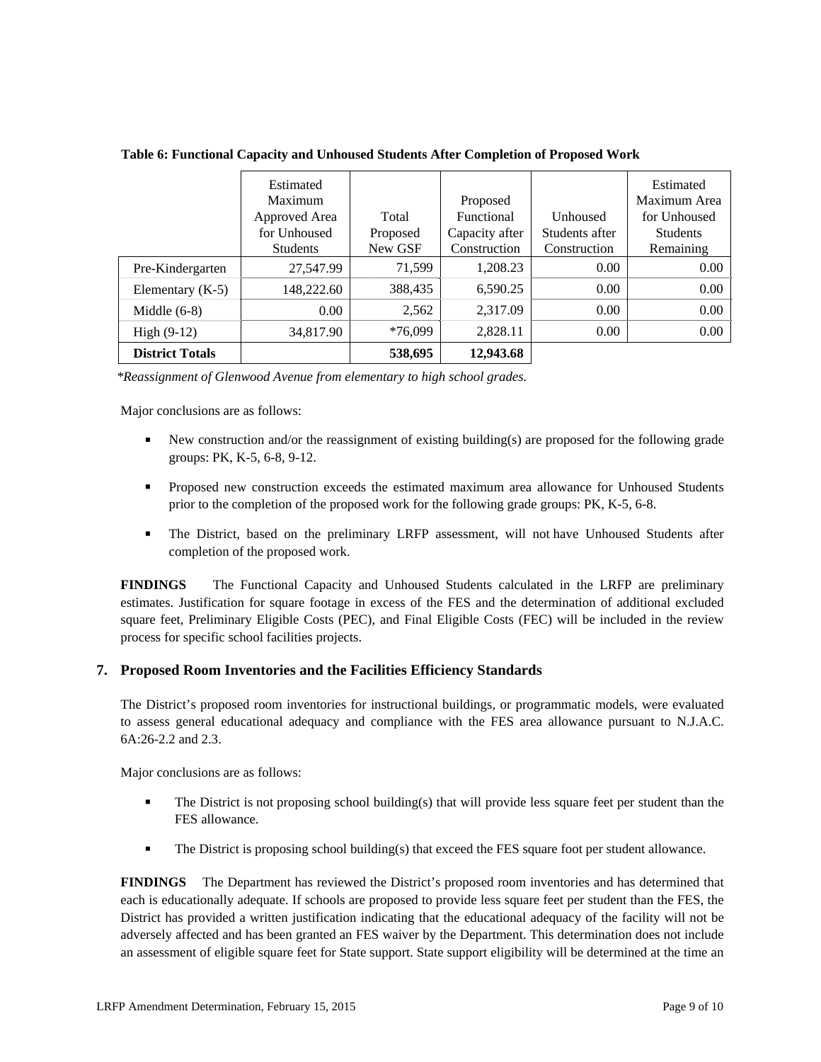**Table 6: Functional Capacity and Unhoused Students After Completion of Proposed Work**

| | Estimated Maximum Approved Area for Unhoused Students | Total Proposed New GSF | Proposed Functional Capacity after Construction | Unhoused Students after Construction | Estimated Maximum Area for Unhoused Students Remaining |
|---|---|---|---|---|---|
| Pre-Kindergarten | 27,547.99 | 71,599 | 1,208.23 | 0.00 | 0.00 |
| Elementary (K-5) | 148,222.60 | 388,435 | 6,590.25 | 0.00 | 0.00 |
| Middle (6-8) | 0.00 | 2,562 | 2,317.09 | 0.00 | 0.00 |
| High (9-12) | 34,817.90 | *76,099 | 2,828.11 | 0.00 | 0.00 |
| **District Totals** | | **538,695** | **12,943.68** | | |

*Reassignment of Glenwood Avenue from elementary to high school grades.*

Major conclusions are as follows:

- New construction and/or the reassignment of existing building(s) are proposed for the following grade groups: PK, K-5, 6-8, 9-12.
- Proposed new construction exceeds the estimated maximum area allowance for Unhoused Students prior to the completion of the proposed work for the following grade groups: PK, K-5, 6-8.
- The District, based on the preliminary LRFP assessment, will not have Unhoused Students after completion of the proposed work.

**FINDINGS** The Functional Capacity and Unhoused Students calculated in the LRFP are preliminary estimates. Justification for square footage in excess of the FES and the determination of additional excluded square feet, Preliminary Eligible Costs (PEC), and Final Eligible Costs (FEC) will be included in the review process for specific school facilities projects.

## 7. Proposed Room Inventories and the Facilities Efficiency Standards

The District's proposed room inventories for instructional buildings, or programmatic models, were evaluated to assess general educational adequacy and compliance with the FES area allowance pursuant to N.J.A.C. 6A:26-2.2 and 2.3.

Major conclusions are as follows:

- The District is not proposing school building(s) that will provide less square feet per student than the FES allowance.
- The District is proposing school building(s) that exceed the FES square foot per student allowance.

**FINDINGS** The Department has reviewed the District's proposed room inventories and has determined that each is educationally adequate. If schools are proposed to provide less square feet per student than the FES, the District has provided a written justification indicating that the educational adequacy of the facility will not be adversely affected and has been granted an FES waiver by the Department. This determination does not include an assessment of eligible square feet for State support. State support eligibility will be determined at the time an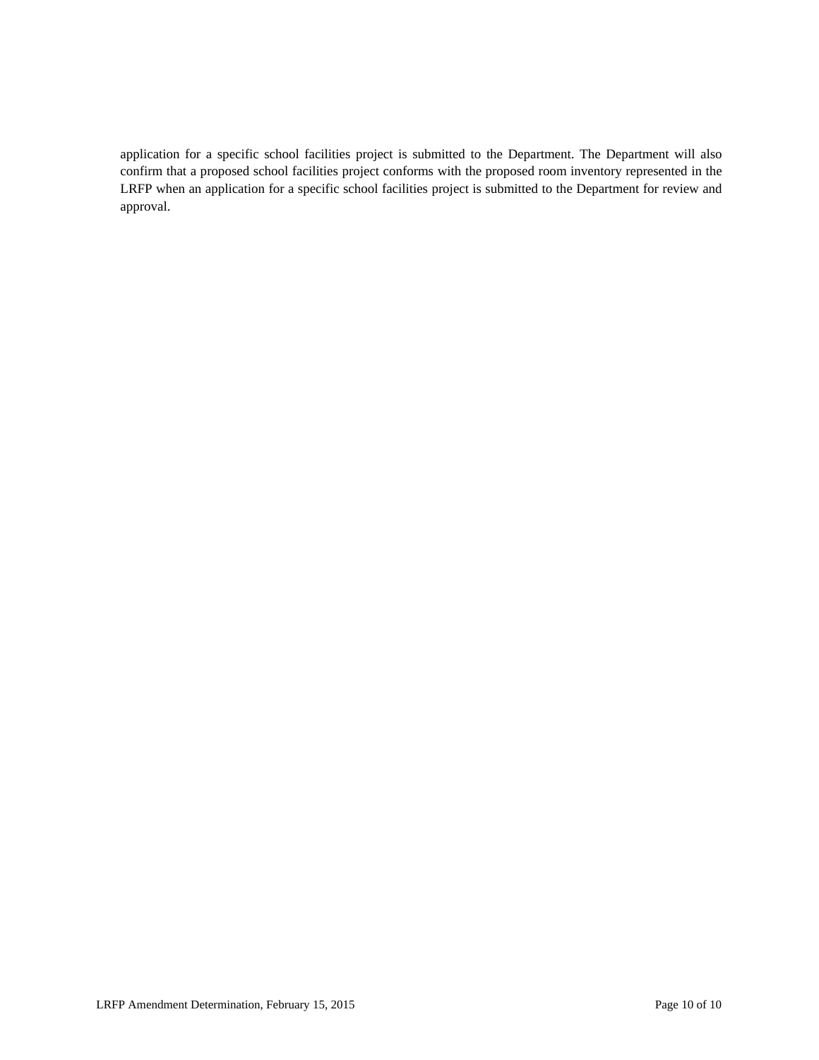application for a specific school facilities project is submitted to the Department. The Department will also confirm that a proposed school facilities project conforms with the proposed room inventory represented in the LRFP when an application for a specific school facilities project is submitted to the Department for review and approval.